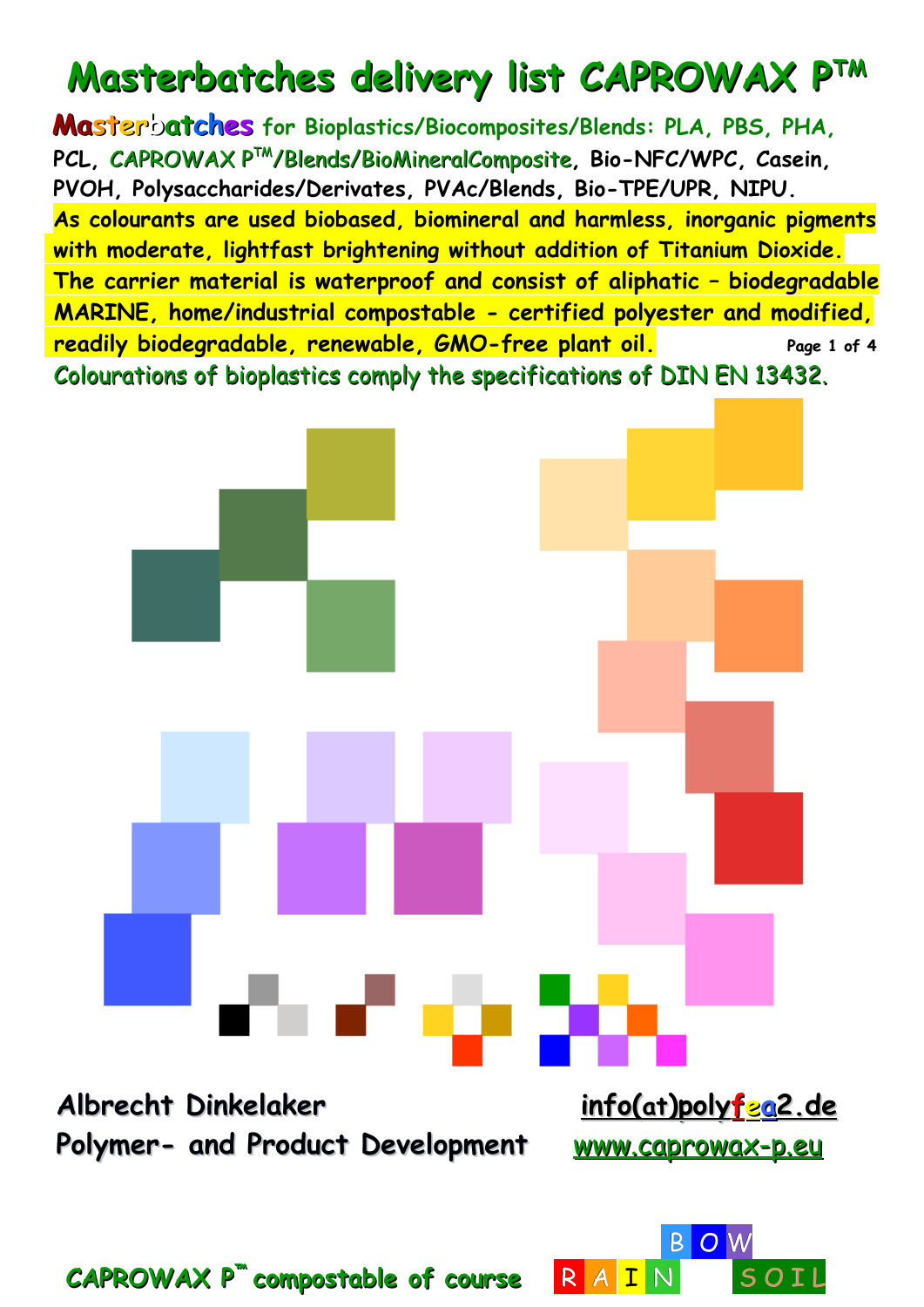# Masterbatches delivery list CAPROWAX P™

**Masterbatches** for Bioplastics/Biocomposites/Blends: PLA, PBS, PHA, PCL, CAPROWAX P™/Blends/BioMineralComposite, Bio-NFC/WPC, Casein, PVOH, Polysaccharides/Derivates, PVAc/Blends, Bio-TPE/UPR, NIPU.

As colourants are used biobased, biomineral and harmless, inorganic pigments with moderate, lightfast brightening without addition of Titanium Dioxide. The carrier material is waterproof and consist of aliphatic – biodegradable MARINE, home/industrial compostable - certified polyester and modified, readily biodegradable, renewable, GMO-free plant oil.

Colourations of bioplastics comply the specifications of DIN EN 13432.

**Albrecht Dinkelaker**
**Polymer- and Product Development**

info(at)polyfea2.de
www.caprowax-p.eu

CAPROWAX P™ compostable of course

RAIN BOW SOIL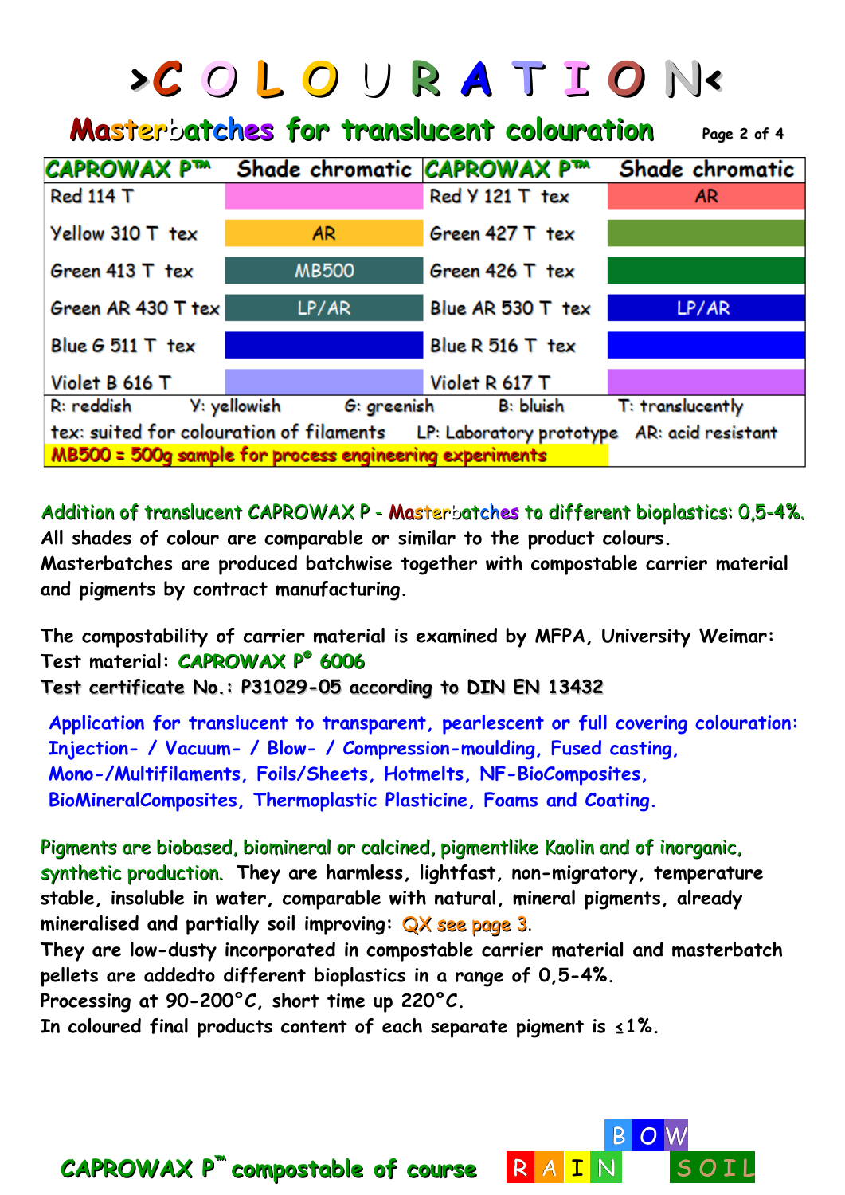# >COLOURATION<

## Masterbatches for translucent colouration

| CAPROWAX P™ | Shade chromatic | CAPROWAX P™ | Shade chromatic |
|---|---|---|---|
| Red 114 T | | Red Y 121 T tex | AR |
| Yellow 310 T tex | AR | Green 427 T tex | |
| Green 413 T tex | MB500 | Green 426 T tex | |
| Green AR 430 T tex | LP/AR | Blue AR 530 T tex | LP/AR |
| Blue G 511 T tex | | Blue R 516 T tex | |
| Violet B 616 T | | Violet R 617 T | |

R: reddish Y: yellowish G: greenish B: bluish T: translucently
tex: suited for colouration of filaments LP: Laboratory prototype AR: acid resistant
MB500 = 500g sample for process engineering experiments

Addition of translucent CAPROWAX P - Masterbatches to different bioplastics: 0,5-4%.
All shades of colour are comparable or similar to the product colours.
Masterbatches are produced batchwise together with compostable carrier material and pigments by contract manufacturing.

The compostability of carrier material is examined by MFPA, University Weimar:
Test material: CAPROWAX P® 6006
Test certificate No.: P31029-05 according to DIN EN 13432

Application for translucent to transparent, pearlescent or full covering colouration:
Injection- / Vacuum- / Blow- / Compression-moulding, Fused casting,
Mono-/Multifilaments, Foils/Sheets, Hotmelts, NF-BioComposites,
BioMineralComposites, Thermoplastic Plasticine, Foams and Coating.

Pigments are biobased, biomineral or calcined, pigmentlike Kaolin and of inorganic, synthetic production. They are harmless, lightfast, non-migratory, temperature stable, insoluble in water, comparable with natural, mineral pigments, already mineralised and partially soil improving: QX see page 3.
They are low-dusty incorporated in compostable carrier material and masterbatch pellets are addedto different bioplastics in a range of 0,5-4%.
Processing at 90-200°C, short time up 220°C.
In coloured final products content of each separate pigment is ≤1%.

CAPROWAX P™ compostable of course

RAINBOW SOIL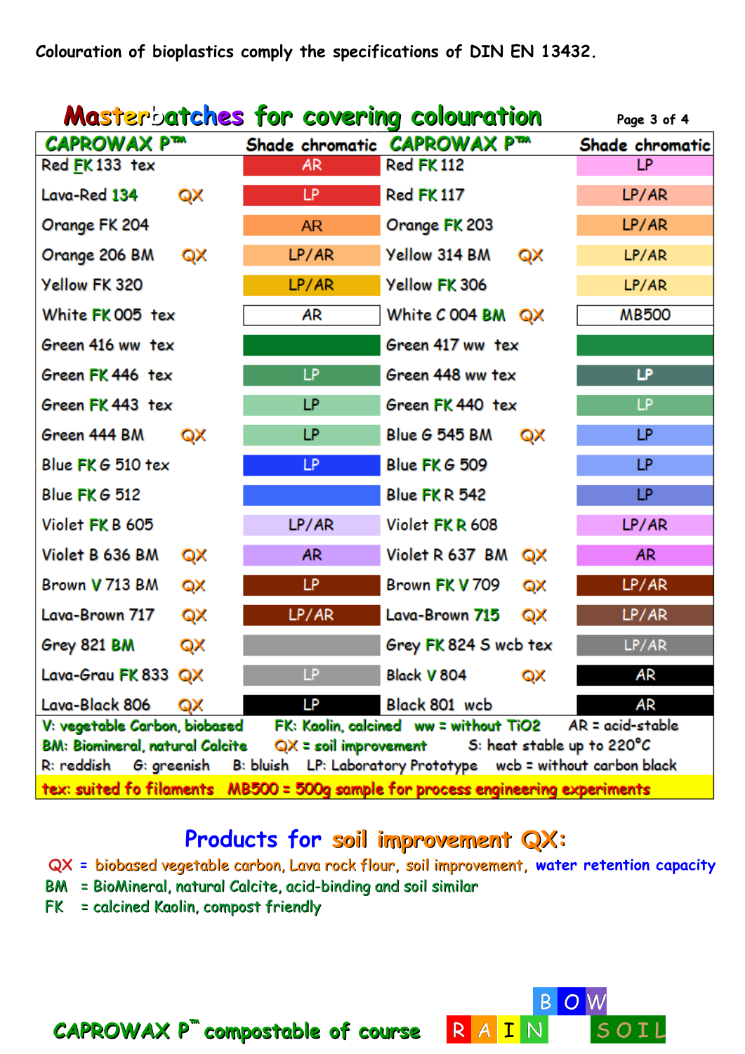Colouration of bioplastics comply the specifications of DIN EN 13432.

## Masterbatches for covering colouration

| CAPROWAX P™ | | Shade chromatic | CAPROWAX P™ | | Shade chromatic |
|---|---|---|---|---|---|
| Red FK 133 tex | | AR | Red FK 112 | | LP |
| Lava-Red 134 | QX | LP | Red FK 117 | | LP/AR |
| Orange FK 204 | | AR | Orange FK 203 | | LP/AR |
| Orange 206 BM | QX | LP/AR | Yellow 314 BM | QX | LP/AR |
| Yellow FK 320 | | LP/AR | Yellow FK 306 | | LP/AR |
| White FK 005 tex | | AR | White C 004 BM | QX | MB500 |
| Green 416 ww tex | | | Green 417 ww tex | | |
| Green FK 446 tex | | LP | Green 448 ww tex | | LP |
| Green FK 443 tex | | LP | Green FK 440 tex | | LP |
| Green 444 BM | QX | LP | Blue G 545 BM | QX | LP |
| Blue FK G 510 tex | | LP | Blue FK G 509 | | LP |
| Blue FK G 512 | | | Blue FK R 542 | | LP |
| Violet FK B 605 | | LP/AR | Violet FK R 608 | | LP/AR |
| Violet B 636 BM | QX | AR | Violet R 637 BM | QX | AR |
| Brown V 713 BM | QX | LP | Brown FK V 709 | QX | LP/AR |
| Lava-Brown 717 | QX | LP/AR | Lava-Brown 715 | QX | LP/AR |
| Grey 821 BM | QX | | Grey FK 824 S wcb tex | | LP/AR |
| Lava-Grau FK 833 | QX | LP | Black V 804 | QX | AR |
| Lava-Black 806 | QX | LP | Black 801 wcb | | AR |

V: vegetable Carbon, biobased FK: Kaolin, calcined ww = without $TiO_2$ AR = acid-stable
BM: Biomineral, natural Calcite QX = soil improvement S: heat stable up to 220°C
R: reddish G: greenish B: bluish LP: Laboratory Prototype wcb = without carbon black
tex: suited fo filaments MB500 = 500g sample for process engineering experiments

## Products for soil improvement QX:

QX = biobased vegetable carbon, Lava rock flour, soil improvement, water retention capacity
BM = BioMineral, natural Calcite, acid-binding and soil similar
FK = calcined Kaolin, compost friendly

CAPROWAX P™ compostable of course RAINBOW SOIL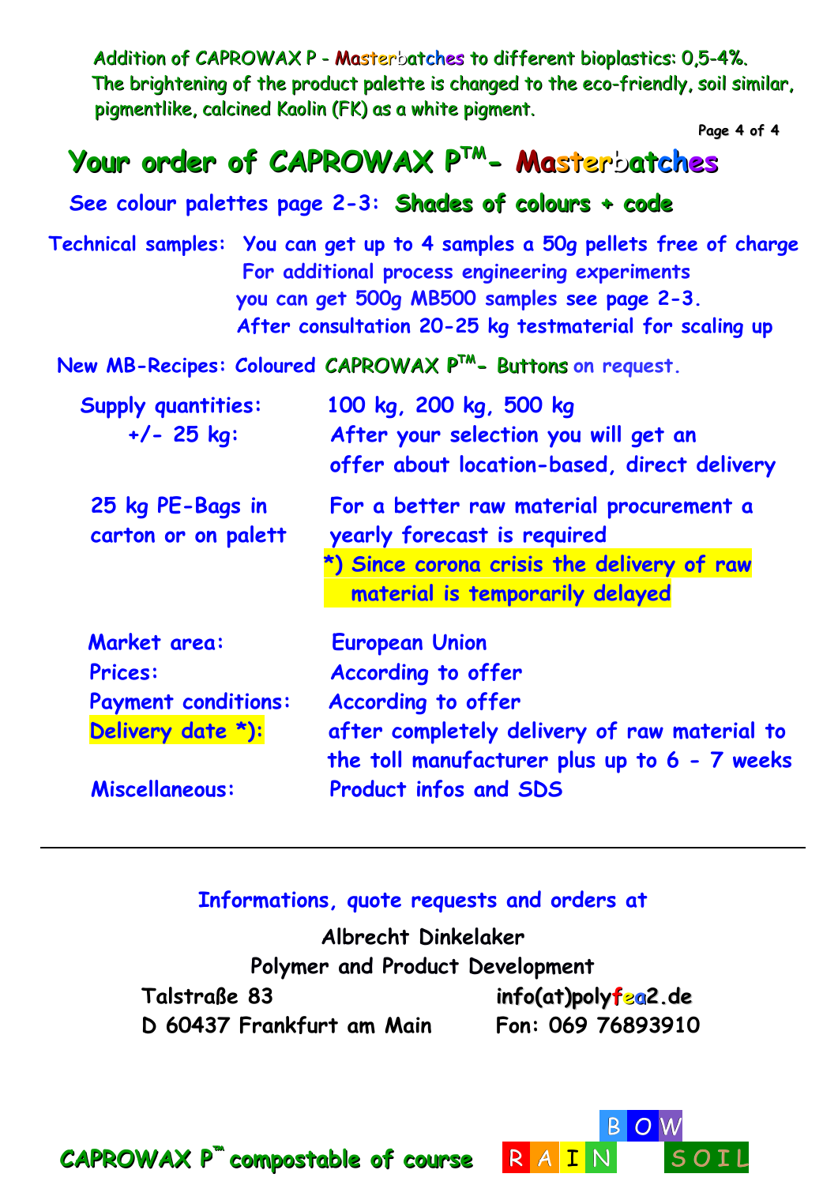Addition of CAPROWAX P - Masterbatches to different bioplastics: 0,5-4%.
The brightening of the product palette is changed to the eco-friendly, soil similar, pigmentlike, calcined Kaolin (FK) as a white pigment.

# Your order of CAPROWAX P™- Masterbatches

**See colour palettes page 2-3: Shades of colours + code**

**Technical samples:** You can get up to 4 samples a 50g pellets free of charge
For additional process engineering experiments you can get 500g MB500 samples see page 2-3.
After consultation 20-25 kg testmaterial for scaling up

**New MB-Recipes: Coloured CAPROWAX P™- Buttons** on request.

| | |
|---|---|
| Supply quantities: | 100 kg, 200 kg, 500 kg |
| +/- 25 kg: | After your selection you will get an offer about location-based, direct delivery |
| 25 kg PE-Bags in carton or on palett | For a better raw material procurement a yearly forecast is required<br>*) Since corona crisis the delivery of raw material is temporarily delayed |
| Market area: | European Union |
| Prices: | According to offer |
| Payment conditions: | According to offer |
| Delivery date *): | after completely delivery of raw material to the toll manufacturer plus up to 6 - 7 weeks |
| Miscellaneous: | Product infos and SDS |

---

Informations, quote requests and orders at

Albrecht Dinkelaker
Polymer and Product Development
Talstraße 83
D 60437 Frankfurt am Main
info(at)polyfea2.de
Fon: 069 76893910

**CAPROWAX P™ compostable of course** RAINBOW SOIL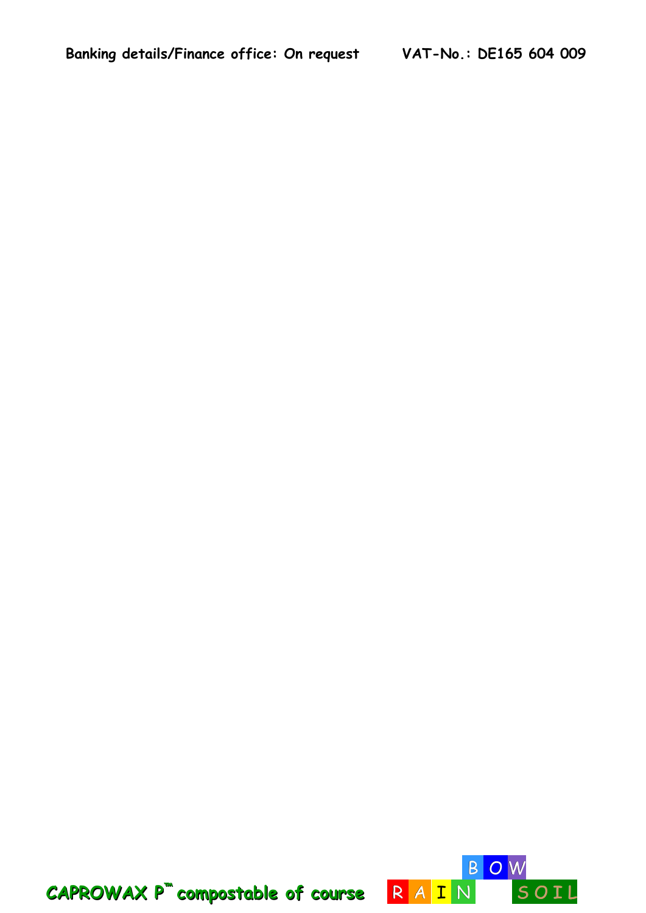Banking details/Finance office: On request VAT-No.: DE165 604 009